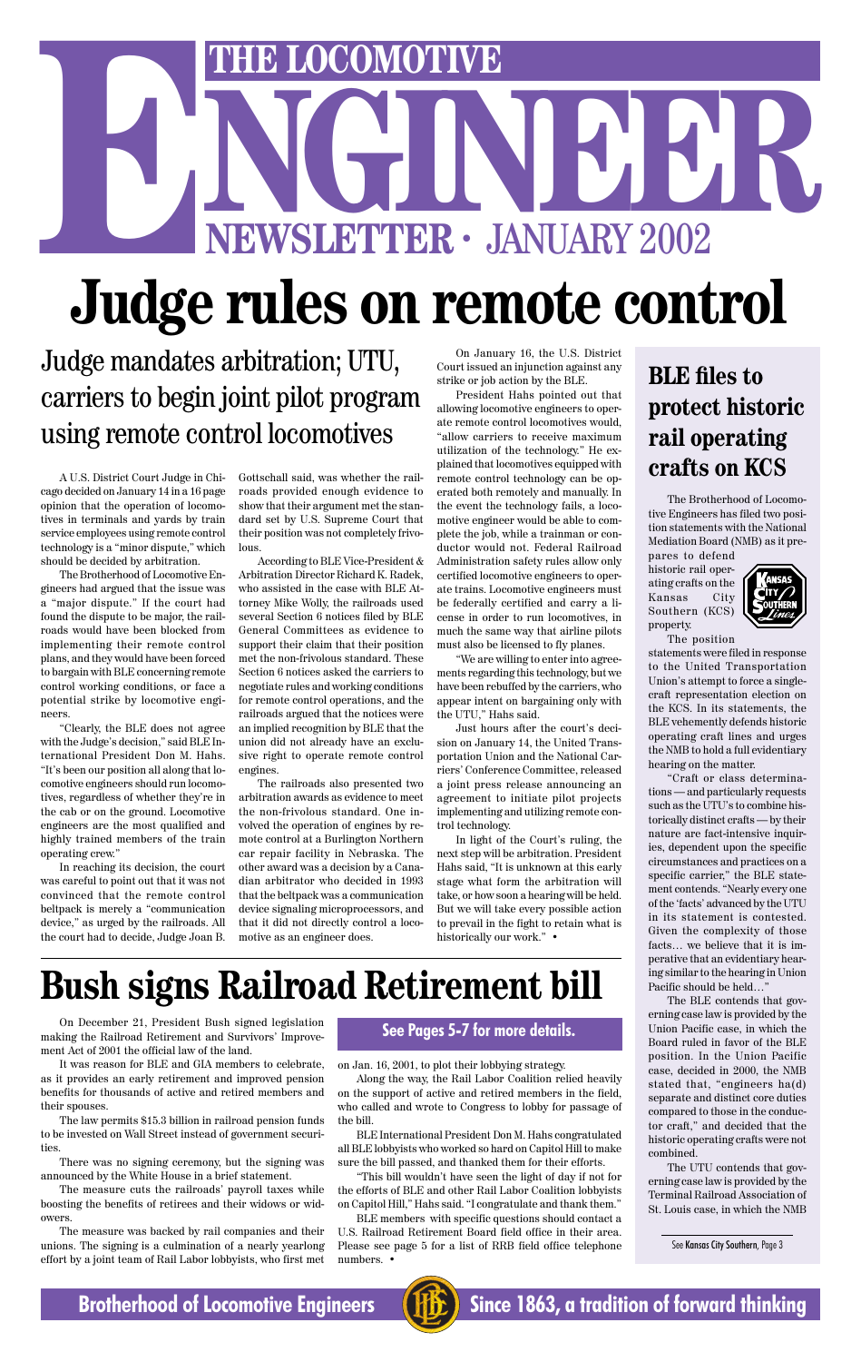# THE LOCOMOTIVE ENGINEER

## NEWSLETTER · JANUARY 2002

# Judge rules on remote control

## Judge mandates arbitration; UTU, carriers to begin joint pilot program using remote control locomotives

A U.S. District Court Judge in Chicago decided on January 14 in a 16 page opinion that the operation of locomotives in terminals and yards by train service employees using remote control technology is a "minor dispute," which should be decided by arbitration.

The Brotherhood of Locomotive Engineers had argued that the issue was a "major dispute." If the court had found the dispute to be major, the railroads would have been blocked from implementing their remote control plans, and they would have been forced to bargain with BLE concerning remote control working conditions, or face a potential strike by locomotive engineers.

"Clearly, the BLE does not agree with the Judge's decision," said BLE International President Don M. Hahs. "It's been our position all along that locomotive engineers should run locomotives, regardless of whether they're in the cab or on the ground. Locomotive engineers are the most qualified and highly trained members of the train operating crew."

In reaching its decision, the court was careful to point out that it was not convinced that the remote control beltpack is merely a "communication device," as urged by the railroads. All the court had to decide, Judge Joan B. Gottschall said, was whether the railroads provided enough evidence to show that their argument met the standard set by U.S. Supreme Court that their position was not completely frivolous.

According to BLE Vice-President & Arbitration Director Richard K. Radek, who assisted in the case with BLE Attorney Mike Wolly, the railroads used several Section 6 notices filed by BLE General Committees as evidence to support their claim that their position met the non-frivolous standard. These Section 6 notices asked the carriers to negotiate rules and working conditions for remote control operations, and the railroads argued that the notices were an implied recognition by BLE that the union did not already have an exclusive right to operate remote control engines.

The railroads also presented two arbitration awards as evidence to meet the non-frivolous standard. One involved the operation of engines by remote control at a Burlington Northern car repair facility in Nebraska. The other award was a decision by a Canadian arbitrator who decided in 1993 that the beltpack was a communication device signaling microprocessors, and that it did not directly control a locomotive as an engineer does.

On January 16, the U.S. District Court issued an injunction against any strike or job action by the BLE.

President Hahs pointed out that allowing locomotive engineers to operate remote control locomotives would, "allow carriers to receive maximum utilization of the technology." He explained that locomotives equipped with remote control technology can be operated both remotely and manually. In the event the technology fails, a locomotive engineer would be able to complete the job, while a trainman or conductor would not. Federal Railroad Administration safety rules allow only certified locomotive engineers to operate trains. Locomotive engineers must be federally certified and carry a license in order to run locomotives, in much the same way that airline pilots must also be licensed to fly planes.

"We are willing to enter into agreements regarding this technology, but we have been rebuffed by the carriers, who appear intent on bargaining only with the UTU," Hahs said.

Just hours after the court's decision on January 14, the United Transportation Union and the National Carriers' Conference Committee, released a joint press release announcing an agreement to initiate pilot projects implementing and utilizing remote control technology.

In light of the Court's ruling, the next step will be arbitration. President Hahs said, "It is unknown at this early stage what form the arbitration will take, or how soon a hearing will be held. But we will take every possible action to prevail in the fight to retain what is historically our work." •

## BLE files to protect historic rail operating crafts on KCS

The Brotherhood of Locomotive Engineers has filed two position statements with the National Mediation Board (NMB) as it prepares to defend historic rail operating crafts on the Kansas City Southern (KCS) property.

The position statements were filed in response to the United Transportation Union's attempt to force a single-craft representation election on the KCS. In its statements, the BLE vehemently defends historic operating craft lines and urges the NMB to hold a full evidentiary hearing on the matter.

"Craft or class determinations — and particularly requests such as the UTU's to combine historically distinct crafts — by their nature are fact-intensive inquiries, dependent upon the specific circumstances and practices on a specific carrier," the BLE statement contends. "Nearly every one of the 'facts' advanced by the UTU in its statement is contested. Given the complexity of those facts… we believe that it is imperative that an evidentiary hearing similar to the hearing in Union Pacific should be held…"

The BLE contends that governing case law is provided by the Union Pacific case, in which the Board ruled in favor of the BLE position. In the Union Pacific case, decided in 2000, the NMB stated that, "engineers ha(d) separate and distinct core duties compared to those in the conductor craft," and decided that the historic operating crafts were not combined.

The UTU contends that governing case law is provided by the Terminal Railroad Association of St. Louis case, in which the NMB

See Kansas City Southern, Page 3

# Bush signs Railroad Retirement bill

**See Pages 5-7 for more details.**

On December 21, President Bush signed legislation making the Railroad Retirement and Survivors' Improvement Act of 2001 the official law of the land.

It was reason for BLE and GIA members to celebrate, as it provides an early retirement and improved pension benefits for thousands of active and retired members and their spouses.

The law permits $15.3 billion in railroad pension funds to be invested on Wall Street instead of government securities.

There was no signing ceremony, but the signing was announced by the White House in a brief statement.

The measure cuts the railroads' payroll taxes while boosting the benefits of retirees and their widows or widowers.

The measure was backed by rail companies and their unions. The signing is a culmination of a nearly yearlong effort by a joint team of Rail Labor lobbyists, who first met on Jan. 16, 2001, to plot their lobbying strategy.

Along the way, the Rail Labor Coalition relied heavily on the support of active and retired members in the field, who called and wrote to Congress to lobby for passage of the bill.

BLE International President Don M. Hahs congratulated all BLE lobbyists who worked so hard on Capitol Hill to make sure the bill passed, and thanked them for their efforts.

"This bill wouldn't have seen the light of day if not for the efforts of BLE and other Rail Labor Coalition lobbyists on Capitol Hill," Hahs said. "I congratulate and thank them."

BLE members with specific questions should contact a U.S. Railroad Retirement Board field office in their area. Please see page 5 for a list of RRB field office telephone numbers. •

**Brotherhood of Locomotive Engineers — Since 1863, a tradition of forward thinking**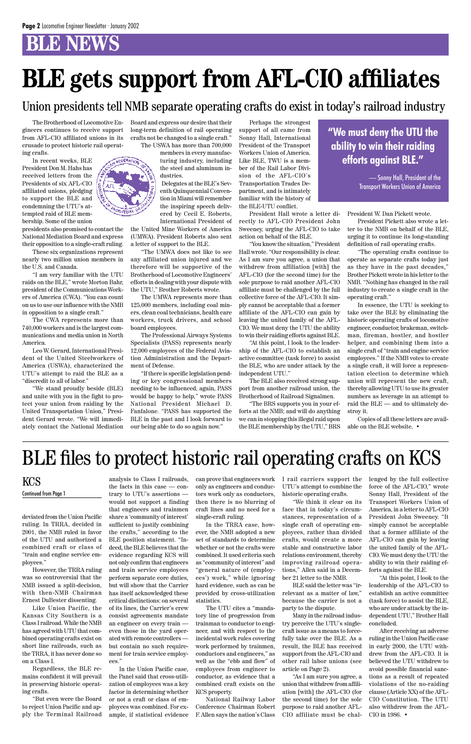# BLE NEWS

# BLE gets support from AFL-CIO affiliates

## Union presidents tell NMB separate operating crafts do exist in today's railroad industry

The Brotherhood of Locomotive Engineers continues to receive support from AFL-CIO affiliated unions in its crusade to protect historic rail operating crafts.

In recent weeks, BLE President Don M. Hahs has received letters from the Presidents of six AFL-CIO affiliated unions, pledging to support the BLE and condemning the UTU's attempted raid of BLE membership. Some of the union presidents also promised to contact the National Mediation Board and express their opposition to a single-craft ruling.

These six organizations represent nearly two million union members in the U.S. and Canada.

"I am very familiar with the UTU raids on the BLE," wrote Morton Bahr, president of the Communications Workers of America (CWA). "You can count on us to use our influence with the NMB in opposition to a single craft."

The CWA represents more than 740,000 workers and is the largest communications and media union in North America.

Leo W. Gerard, International President of the United Steelworkers of America (USWA), characterized the UTU's attempt to raid the BLE as a "discredit to all of labor."

"We stand proudly beside (BLE) and unite with you in the fight to protect your union from raiding by the United Transportation Union," President Gerard wrote. "We will immediately contact the National Mediation Board and express our desire that their long-term definition of rail operating crafts not be changed to a single craft."

The USWA has more than 700,000 members in every manufacturing industry, including the steel and aluminum industries.

Delegates at the BLE's Seventh Quinquennial Convention in Miami will remember the inspiring speech delivered by Cecil E. Roberts, International President of the United Mine Workers of America (UMWA). President Roberts also sent a letter of support to the BLE.

"The UMWA does not like to see any affiliated union injured and we therefore will be supportive of the Brotherhood of Locomotive Engineers' efforts in dealing with your dispute with the UTU," Brother Roberts wrote.

The UMWA represents more than 125,000 members, including coal miners, clean coal technicians, health care workers, truck drivers, and school board employees.

The Professional Airways Systems Specialists (PASS) represents nearly 12,000 employees of the Federal Aviation Administration and the Department of Defense.

"If there is specific legislation pending or key congressional members needing to be influenced, again, PASS would be happy to help," wrote PASS National President Michael D. Fanfalone. "PASS has supported the BLE in the past and I look forward to our being able to do so again now."

Perhaps the strongest support of all came from Sonny Hall, International President of the Transport Workers Union of America. Like BLE, TWU is a member of the Rail Labor Division of the AFL-CIO's Transportation Trades Department, and is intimately familiar with the history of the BLE-UTU conflict.

President Hall wrote a letter directly to AFL-CIO President John Sweeney, urging the AFL-CIO to take action on behalf of the BLE.

"You know the situation," President Hall wrote. "Our responsibility is clear. As I am sure you agree, a union that withdrew from affiliation [with] the AFL-CIO (for the second time) for the sole purpose to raid another AFL-CIO affiliate must be challenged by the full collective force of the AFL-CIO. It simply cannot be acceptable that a former affiliate of the AFL-CIO can gain by leaving the united family of the AFL-CIO. We must deny the UTU the ability to win their raiding efforts against BLE.

"At this point, I look to the leadership of the AFL-CIO to establish an active committee (task force) to assist the BLE, who are under attack by the independent UTU."

> **"We must deny the UTU the ability to win their raiding efforts against BLE."**
>
> — Sonny Hall, President of the Transport Workers Union of America

The BLE also received strong support from another railroad union, the Brotherhood of Railroad Signalmen.

"The BRS supports you in your efforts at the NMB; and will do anything we can in stopping this illegal raid upon the BLE membership by the UTU," BRS President W. Dan Pickett wrote.

President Pickett also wrote a letter to the NMB on behalf of the BLE, urging it to continue its long-standing definition of rail operating crafts.

"The operating crafts continue to operate as separate crafts today just as they have in the past decades," Brother Pickett wrote in his letter to the NMB. "Nothing has changed in the rail industry to create a single craft in the operating craft."

In essence, the UTU is seeking to take over the BLE by eliminating the historic operating crafts of locomotive engineer, conductor, brakeman, switchman, fireman, hostler, and hostler helper, and combining them into a single craft of "train and engine service employees." If the NMB votes to create a single craft, it will force a representation election to determine which union will represent the new craft, thereby allowing UTU to use its greater numbers as leverage in an attempt to raid the BLE — and to ultimately destroy it.

Copies of all these letters are available on the BLE website. •

# BLE files to protect historic rail operating crafts on KCS

## KCS

Continued from Page 1

deviated from the Union Pacific ruling. In TRRA, decided in 2001, the NMB ruled in favor of the UTU and authorized a combined craft or class of "train and engine service employees."

However, the TRRA ruling was so controversial that the NMB issued a split-decision, with then-NMB Chairman Ernest DuBester dissenting.

Like Union Pacific, the Kansas City Southern is a Class I railroad. While the NMB has agreed with UTU that combined operating crafts exist on short line railroads, such as the TRRA, it has never done so on a Class I.

Regardless, the BLE remains confident it will prevail in preserving historic operating crafts.

"But even were the Board to reject Union Pacific and apply the Terminal Railroad analysis to Class I railroads, the facts in this case — contrary to UTU's assertions — would not support a finding that engineers and trainmen share a 'community of interest' sufficient to justify combining the crafts," according to the BLE position statement. "Indeed, the BLE believes that the evidence regarding KCS will not only confirm that engineers and train service employees perform separate core duties, but will show that the Carrier has itself acknowledged these critical distinctions: on several of its lines, the Carrier's crew consist agreements mandate an engineer on every train — even those in the yard operated with remote controllers — but contain no such requirement for train service employees."

In the Union Pacific case, the Panel said that cross-utilization of employees was a key factor in determining whether or not a craft or class of employees was combined. For example, if statistical evidence can prove that engineers work only as engineers and conductors work only as conductors, then there is no blurring of craft lines and no need for a single-craft ruling.

In the TRRA case, however, the NMB adopted a new set of standards to determine whether or not the crafts were combined. It used criteria such as "community of interest" and "general nature of (employees') work," while ignoring hard evidence, such as can be provided by cross-utilization statistics.

The UTU cites a "mandatory line of progression from trainman to conductor to engineer, and with respect to the incidental work rules covering work performed by trainmen, conductors and engineers," as well as the "ebb and flow" of employees from engineer to conductor, as evidence that a combined craft exists on the KCS property.

National Railway Labor Conference Chairman Robert F. Allen says the nation's Class I rail carriers support the UTU's attempt to combine the historic operating crafts.

"We think it clear on its face that in today's circumstances, representation of a single craft of operating employees, rather than divided crafts, would create a more stable and constructive labor relations environment, thereby improving railroad operations," Allen said in a December 21 letter to the NMB.

BLE said the letter was "irrelevant as a matter of law," because the carrier is not a party to the dispute.

Many in the railroad industry perceive the UTU's single-craft issue as a means to forcefully take over the BLE. As a result, the BLE has received support from the AFL-CIO and other rail labor unions (see article on Page 2).

"As I am sure you agree, a union that withdrew from affiliation [with] the AFL-CIO (for the second time) for the sole purpose to raid another AFL-CIO affiliate must be challenged by the full collective force of the AFL-CIO," wrote Sonny Hall, President of the Transport Workers Union of America, in a letter to AFL-CIO President John Sweeney. "It simply cannot be acceptable that a former affiliate of the AFL-CIO can gain by leaving the united family of the AFL-CIO. We must deny the UTU the ability to win their raiding efforts against the BLE.

"At this point, I look to the leadership of the AFL-CIO to establish an active committee (task force) to assist the BLE, who are under attack by the independent UTU," Brother Hall concluded.

After receiving an adverse ruling in the Union Pacific case in early 2000, the UTU withdrew from the AFL-CIO. It is believed the UTU withdrew to avoid possible financial sanctions as a result of repeated violations of the no-raiding clause (Article XX) of the AFL-CIO Constitution. The UTU also withdrew from the AFL-CIO in 1986. •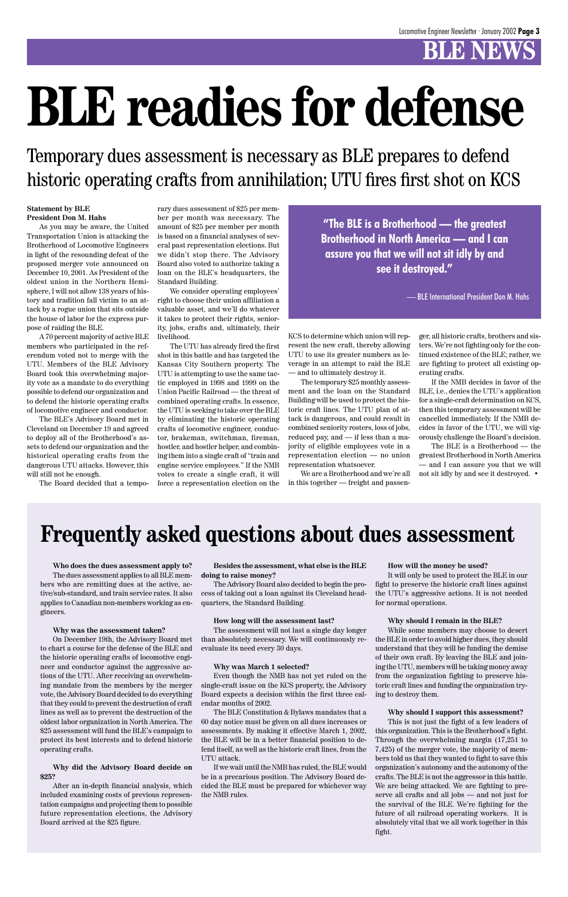## BLE NEWS

# BLE readies for defense

Temporary dues assessment is necessary as BLE prepares to defend historic operating crafts from annihilation; UTU fires first shot on KCS

**Statement by BLE President Don M. Hahs**

As you may be aware, the United Transportation Union is attacking the Brotherhood of Locomotive Engineers in light of the resounding defeat of the proposed merger vote announced on December 10, 2001. As President of the oldest union in the Northern Hemisphere, I will not allow 138 years of history and tradition fall victim to an attack by a rogue union that sits outside the house of labor for the express purpose of raiding the BLE.

A 70 percent majority of active BLE members who participated in the referendum voted not to merge with the UTU. Members of the BLE Advisory Board took this overwhelming majority vote as a mandate to do everything possible to defend our organization and to defend the historic operating crafts of locomotive engineer and conductor.

The BLE's Advisory Board met in Cleveland on December 19 and agreed to deploy all of the Brotherhood's assets to defend our organization and the historical operating crafts from the dangerous UTU attacks. However, this will still not be enough.

The Board decided that a temporary dues assessment of $25 per member per month was necessary. The amount of $25 per member per month is based on a financial analyses of several past representation elections. But we didn't stop there. The Advisory Board also voted to authorize taking a loan on the BLE's headquarters, the Standard Building.

We consider operating employees' right to choose their union affiliation a valuable asset, and we'll do whatever it takes to protect their rights, seniority, jobs, crafts and, ultimately, their livelihood.

The UTU has already fired the first shot in this battle and has targeted the Kansas City Southern property. The UTU is attempting to use the same tactic employed in 1998 and 1999 on the Union Pacific Railroad — the threat of combined operating crafts. In essence, the UTU is seeking to take over the BLE by eliminating the historic operating crafts of locomotive engineer, conductor, brakeman, switchman, fireman, hostler, and hostler helper, and combining them into a single craft of "train and engine service employees." If the NMB votes to create a single craft, it will force a representation election on the KCS to determine which union will represent the new craft, thereby allowing UTU to use its greater numbers as leverage in an attempt to raid the BLE — and to ultimately destroy it.

> **"The BLE is a Brotherhood — the greatest Brotherhood in North America — and I can assure you that we will not sit idly by and see it destroyed."**
>
> — BLE International President Don M. Hahs

The temporary $25 monthly assessment and the loan on the Standard Building will be used to protect the historic craft lines. The UTU plan of attack is dangerous, and could result in combined seniority rosters, loss of jobs, reduced pay, and — if less than a majority of eligible employees vote in a representation election — no union representation whatsoever.

We are a Brotherhood and we're all in this together — freight and passenger, all historic crafts, brothers and sisters. We're not fighting only for the continued existence of the BLE; rather, we are fighting to protect all existing operating crafts.

If the NMB decides in favor of the BLE, i.e., denies the UTU's application for a single-craft determination on KCS, then this temporary assessment will be cancelled immediately. If the NMB decides in favor of the UTU, we will vigorously challenge the Board's decision.

The BLE is a Brotherhood — the greatest Brotherhood in North America — and I can assure you that we will not sit idly by and see it destroyed. •

# Frequently asked questions about dues assessment

**Who does the dues assessment apply to?**

The dues assessment applies to all BLE members who are remitting dues at the active, active/sub-standard, and train service rates. It also applies to Canadian non-members working as engineers.

**Why was the assessment taken?**

On December 19th, the Advisory Board met to chart a course for the defense of the BLE and the historic operating crafts of locomotive engineer and conductor against the aggressive actions of the UTU. After receiving an overwhelming mandate from the members by the merger vote, the Advisory Board decided to do everything that they could to prevent the destruction of craft lines as well as to prevent the destruction of the oldest labor organization in North America. The $25 assessment will fund the BLE's campaign to protect its best interests and to defend historic operating crafts.

**Why did the Advisory Board decide on $25?**

After an in-depth financial analysis, which included examining costs of previous representation campaigns and projecting them to possible future representation elections, the Advisory Board arrived at the $25 figure.

**Besides the assessment, what else is the BLE doing to raise money?**

The Advisory Board also decided to begin the process of taking out a loan against its Cleveland headquarters, the Standard Building.

**How long will the assessment last?**

The assessment will not last a single day longer than absolutely necessary. We will continuously re-evaluate its need every 30 days.

**Why was March 1 selected?**

Even though the NMB has not yet ruled on the single-craft issue on the KCS property, the Advisory Board expects a decision within the first three calendar months of 2002.

The BLE Constitution & Bylaws mandates that a 60 day notice must be given on all dues increases or assessments. By making it effective March 1, 2002, the BLE will be in a better financial position to defend itself, as well as the historic craft lines, from the UTU attack.

If we wait until the NMB has ruled, the BLE would be in a precarious position. The Advisory Board decided the BLE must be prepared for whichever way the NMB rules.

**How will the money be used?**

It will only be used to protect the BLE in our fight to preserve the historic craft lines against the UTU's aggressive actions. It is not needed for normal operations.

**Why should I remain in the BLE?**

While some members may choose to desert the BLE in order to avoid higher dues, they should understand that they will be funding the demise of their own craft. By leaving the BLE and joining the UTU, members will be taking money away from the organization fighting to preserve historic craft lines and funding the organization trying to destroy them.

**Why should I support this assessment?**

This is not just the fight of a few leaders of this organization. This is the Brotherhood's fight. Through the overwhelming margin (17,251 to 7,425) of the merger vote, the majority of members told us that they wanted to fight to save this organization's autonomy and the autonomy of the crafts. The BLE is not the aggressor in this battle. We are being attacked. We are fighting to preserve all crafts and all jobs — and not just for the survival of the BLE. We're fighting for the future of all railroad operating workers. It is absolutely vital that we all work together in this fight.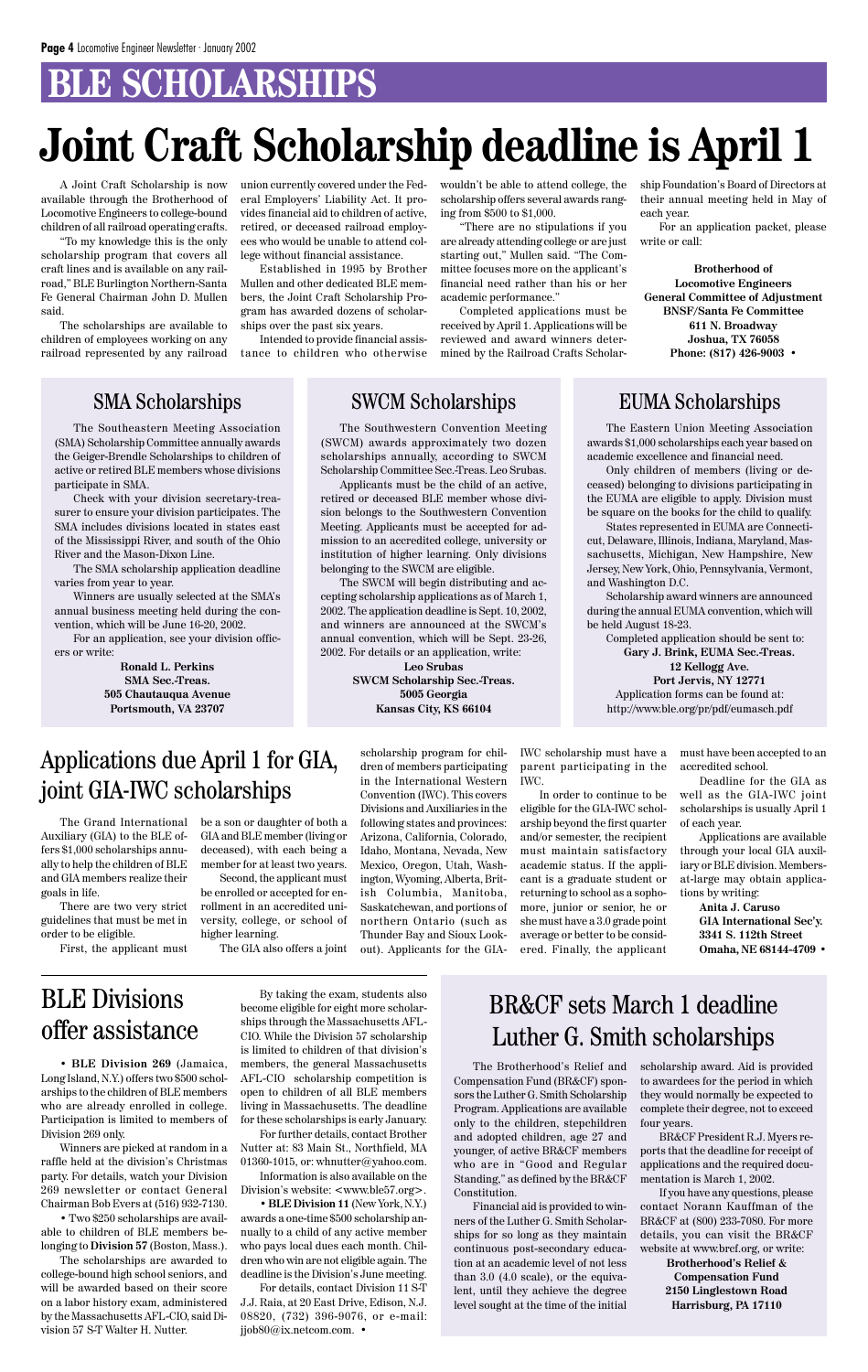# BLE SCHOLARSHIPS

# Joint Craft Scholarship deadline is April 1

A Joint Craft Scholarship is now available through the Brotherhood of Locomotive Engineers to college-bound children of all railroad operating crafts.

"To my knowledge this is the only scholarship program that covers all craft lines and is available on any railroad," BLE Burlington Northern-Santa Fe General Chairman John D. Mullen said.

The scholarships are available to children of employees working on any railroad represented by any railroad union currently covered under the Federal Employers' Liability Act. It provides financial aid to children of active, retired, or deceased railroad employees who would be unable to attend college without financial assistance.

Established in 1995 by Brother Mullen and other dedicated BLE members, the Joint Craft Scholarship Program has awarded dozens of scholarships over the past six years.

Intended to provide financial assistance to children who otherwise wouldn't be able to attend college, the scholarship offers several awards ranging from $500 to $1,000.

"There are no stipulations if you are already attending college or are just starting out," Mullen said. "The Committee focuses more on the applicant's financial need rather than his or her academic performance."

Completed applications must be received by April 1. Applications will be reviewed and award winners determined by the Railroad Crafts Scholarship Foundation's Board of Directors at their annual meeting held in May of each year.

For an application packet, please write or call:

**Brotherhood of**
**Locomotive Engineers**
**General Committee of Adjustment**
**BNSF/Santa Fe Committee**
**611 N. Broadway**
**Joshua, TX 76058**
**Phone: (817) 426-9003** •

## SMA Scholarships

The Southeastern Meeting Association (SMA) Scholarship Committee annually awards the Geiger-Brendle Scholarships to children of active or retired BLE members whose divisions participate in SMA.

Check with your division secretary-treasurer to ensure your division participates. The SMA includes divisions located in states east of the Mississippi River, and south of the Ohio River and the Mason-Dixon Line.

The SMA scholarship application deadline varies from year to year.

Winners are usually selected at the SMA's annual business meeting held during the convention, which will be June 16-20, 2002.

For an application, see your division officers or write:

**Ronald L. Perkins**
**SMA Sec.-Treas.**
**505 Chautauqua Avenue**
**Portsmouth, VA 23707**

## SWCM Scholarships

The Southwestern Convention Meeting (SWCM) awards approximately two dozen scholarships annually, according to SWCM Scholarship Committee Sec.-Treas. Leo Srubas.

Applicants must be the child of an active, retired or deceased BLE member whose division belongs to the Southwestern Convention Meeting. Applicants must be accepted for admission to an accredited college, university or institution of higher learning. Only divisions belonging to the SWCM are eligible.

The SWCM will begin distributing and accepting scholarship applications as of March 1, 2002. The application deadline is Sept. 10, 2002, and winners are announced at the SWCM's annual convention, which will be Sept. 23-26, 2002. For details or an application, write:

**Leo Srubas**
**SWCM Scholarship Sec.-Treas.**
**5005 Georgia**
**Kansas City, KS 66104**

## EUMA Scholarships

The Eastern Union Meeting Association awards $1,000 scholarships each year based on academic excellence and financial need.

Only children of members (living or deceased) belonging to divisions participating in the EUMA are eligible to apply. Division must be square on the books for the child to qualify.

States represented in EUMA are Connecticut, Delaware, Illinois, Indiana, Maryland, Massachusetts, Michigan, New Hampshire, New Jersey, New York, Ohio, Pennsylvania, Vermont, and Washington D.C.

Scholarship award winners are announced during the annual EUMA convention, which will be held August 18-23.

Completed application should be sent to:

**Gary J. Brink, EUMA Sec.-Treas.**
**12 Kellogg Ave.**
**Port Jervis, NY 12771**

Application forms can be found at:
http://www.ble.org/pr/pdf/eumasch.pdf

## Applications due April 1 for GIA, joint GIA-IWC scholarships

The Grand International Auxiliary (GIA) to the BLE offers $1,000 scholarships annually to help the children of BLE and GIA members realize their goals in life.

There are two very strict guidelines that must be met in order to be eligible.

First, the applicant must be a son or daughter of both a GIA and BLE member (living or deceased), with each being a member for at least two years.

Second, the applicant must be enrolled or accepted for enrollment in an accredited university, college, or school of higher learning.

The GIA also offers a joint scholarship program for children of members participating in the International Western Convention (IWC). This covers Divisions and Auxiliaries in the following states and provinces: Arizona, California, Colorado, Idaho, Montana, Nevada, New Mexico, Oregon, Utah, Washington, Wyoming, Alberta, British Columbia, Manitoba, Saskatchewan, and portions of northern Ontario (such as Thunder Bay and Sioux Lookout). Applicants for the GIA-IWC scholarship must have a parent participating in the IWC.

In order to continue to be eligible for the GIA-IWC scholarship beyond the first quarter and/or semester, the recipient must maintain satisfactory academic status. If the applicant is a graduate student or returning to school as a sophomore, junior or senior, he or she must have a 3.0 grade point average or better to be considered. Finally, the applicant must have been accepted to an accredited school.

Deadline for the GIA as well as the GIA-IWC joint scholarships is usually April 1 of each year.

Applications are available through your local GIA auxiliary or BLE division. Members-at-large may obtain applications by writing:

**Anita J. Caruso**
**GIA International Sec'y.**
**3341 S. 112th Street**
**Omaha, NE 68144-4709** •

## BLE Divisions offer assistance

• **BLE Division 269** (Jamaica, Long Island, N.Y.) offers two $500 scholarships to the children of BLE members who are already enrolled in college. Participation is limited to members of Division 269 only.

Winners are picked at random in a raffle held at the division's Christmas party. For details, watch your Division 269 newsletter or contact General Chairman Bob Evers at (516) 932-7130.

• Two $250 scholarships are available to children of BLE members belonging to **Division 57** (Boston, Mass.).

The scholarships are awarded to college-bound high school seniors, and will be awarded based on their score on a labor history exam, administered by the Massachusetts AFL-CIO, said Division 57 S-T Walter H. Nutter.

By taking the exam, students also become eligible for eight more scholarships through the Massachusetts AFL-CIO. While the Division 57 scholarship is limited to children of that division's members, the general Massachusetts AFL-CIO scholarship competition is open to children of all BLE members living in Massachusetts. The deadline for these scholarships is early January.

For further details, contact Brother Nutter at: 83 Main St., Northfield, MA 01360-1015, or: whnutter@yahoo.com.

Information is also available on the Division's website: <www.ble57.org>.

• **BLE Division 11** (New York, N.Y.) awards a one-time $500 scholarship annually to a child of any active member who pays local dues each month. Children who win are not eligible again. The deadline is the Division's June meeting.

For details, contact Division 11 S-T J.J. Raia, at 20 East Drive, Edison, N.J. 08820, (732) 396-9076, or e-mail: jjob80@ix.netcom.com. •

## BR&CF sets March 1 deadline Luther G. Smith scholarships

The Brotherhood's Relief and Compensation Fund (BR&CF) sponsors the Luther G. Smith Scholarship Program. Applications are available only to the children, stepchildren and adopted children, age 27 and younger, of active BR&CF members who are in "Good and Regular Standing," as defined by the BR&CF Constitution.

Financial aid is provided to winners of the Luther G. Smith Scholarships for so long as they maintain continuous post-secondary education at an academic level of not less than 3.0 (4.0 scale), or the equivalent, until they achieve the degree level sought at the time of the initial scholarship award. Aid is provided to awardees for the period in which they would normally be expected to complete their degree, not to exceed four years.

BR&CF President R.J. Myers reports that the deadline for receipt of applications and the required documentation is March 1, 2002.

If you have any questions, please contact Norann Kauffman of the BR&CF at (800) 233-7080. For more details, you can visit the BR&CF website at www.brcf.org, or write:

**Brotherhood's Relief &**
**Compensation Fund**
**2150 Linglestown Road**
**Harrisburg, PA 17110**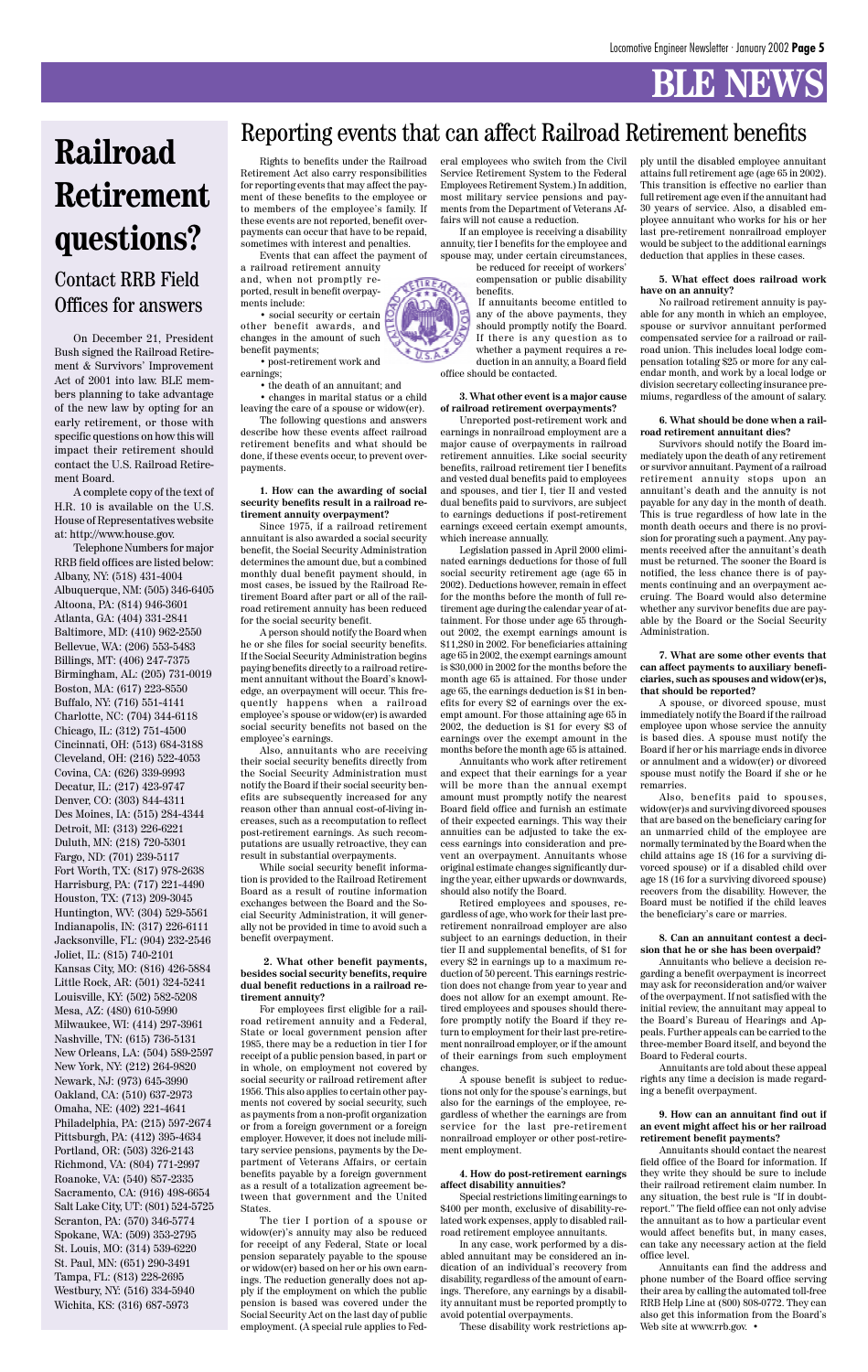# Railroad Retirement questions?

## Contact RRB Field Offices for answers

On December 21, President Bush signed the Railroad Retirement & Survivors' Improvement Act of 2001 into law. BLE members planning to take advantage of the new law by opting for an early retirement, or those with specific questions on how this will impact their retirement should contact the U.S. Railroad Retirement Board.

A complete copy of the text of H.R. 10 is available on the U.S. House of Representatives website at: http://www.house.gov.

Telephone Numbers for major RRB field offices are listed below:

Albany, NY: (518) 431-4004
Albuquerque, NM: (505) 346-6405
Altoona, PA: (814) 946-3601
Atlanta, GA: (404) 331-2841
Baltimore, MD: (410) 962-2550
Bellevue, WA: (206) 553-5483
Billings, MT: (406) 247-7375
Birmingham, AL: (205) 731-0019
Boston, MA: (617) 223-8550
Buffalo, NY: (716) 551-4141
Charlotte, NC: (704) 344-6118
Chicago, IL: (312) 751-4500
Cincinnati, OH: (513) 684-3188
Cleveland, OH: (216) 522-4053
Covina, CA: (626) 339-9993
Decatur, IL: (217) 423-9747
Denver, CO: (303) 844-4311
Des Moines, IA: (515) 284-4344
Detroit, MI: (313) 226-6221
Duluth, MN: (218) 720-5301
Fargo, ND: (701) 239-5117
Fort Worth, TX: (817) 978-2638
Harrisburg, PA: (717) 221-4490
Houston, TX: (713) 209-3045
Huntington, WV: (304) 529-5561
Indianapolis, IN: (317) 226-6111
Jacksonville, FL: (904) 232-2546
Joliet, IL: (815) 740-2101
Kansas City, MO: (816) 426-5884
Little Rock, AR: (501) 324-5241
Louisville, KY: (502) 582-5208
Mesa, AZ: (480) 610-5990
Milwaukee, WI: (414) 297-3961
Nashville, TN: (615) 736-5131
New Orleans, LA: (504) 589-2597
New York, NY: (212) 264-9820
Newark, NJ: (973) 645-3990
Oakland, CA: (510) 637-2973
Omaha, NE: (402) 221-4641
Philadelphia, PA: (215) 597-2674
Pittsburgh, PA: (412) 395-4634
Portland, OR: (503) 326-2143
Richmond, VA: (804) 771-2997
Roanoke, VA: (540) 857-2335
Sacramento, CA: (916) 498-6654
Salt Lake City, UT: (801) 524-5725
Scranton, PA: (570) 346-5774
Spokane, WA: (509) 353-2795
St. Louis, MO: (314) 539-6220
St. Paul, MN: (651) 290-3491
Tampa, FL: (813) 228-2695
Westbury, NY: (516) 334-5940
Wichita, KS: (316) 687-5973

# Reporting events that can affect Railroad Retirement benefits

Rights to benefits under the Railroad Retirement Act also carry responsibilities for reporting events that may affect the payment of these benefits to the employee or to members of the employee's family. If these events are not reported, benefit overpayments can occur that have to be repaid, sometimes with interest and penalties.

Events that can affect the payment of a railroad retirement annuity and, when not promptly reported, result in benefit overpayments include:

- social security or certain other benefit awards, and changes in the amount of such benefit payments;
- post-retirement work and earnings;
- the death of an annuitant; and
- changes in marital status or a child leaving the care of a spouse or widow(er).

The following questions and answers describe how these events affect railroad retirement benefits and what should be done, if these events occur, to prevent overpayments.

**1. How can the awarding of social security benefits result in a railroad retirement annuity overpayment?**

Since 1975, if a railroad retirement annuitant is also awarded a social security benefit, the Social Security Administration determines the amount due, but a combined monthly dual benefit payment should, in most cases, be issued by the Railroad Retirement Board after part or all of the railroad retirement annuity has been reduced for the social security benefit.

A person should notify the Board when he or she files for social security benefits. If the Social Security Administration begins paying benefits directly to a railroad retirement annuitant without the Board's knowledge, an overpayment will occur. This frequently happens when a railroad employee's spouse or widow(er) is awarded social security benefits not based on the employee's earnings.

Also, annuitants who are receiving their social security benefits directly from the Social Security Administration must notify the Board if their social security benefits are subsequently increased for any reason other than annual cost-of-living increases, such as a recomputation to reflect post-retirement earnings. As such recomputations are usually retroactive, they can result in substantial overpayments.

While social security benefit information is provided to the Railroad Retirement Board as a result of routine information exchanges between the Board and the Social Security Administration, it will generally not be provided in time to avoid such a benefit overpayment.

**2. What other benefit payments, besides social security benefits, require dual benefit reductions in a railroad retirement annuity?**

For employees first eligible for a railroad retirement annuity and a Federal, State or local government pension after 1985, there may be a reduction in tier I for receipt of a public pension based, in part or in whole, on employment not covered by social security or railroad retirement after 1956. This also applies to certain other payments not covered by social security, such as payments from a non-profit organization or from a foreign government or a foreign employer. However, it does not include military service pensions, payments by the Department of Veterans Affairs, or certain benefits payable by a foreign government as a result of a totalization agreement between that government and the United States.

The tier I portion of a spouse or widow(er)'s annuity may also be reduced for receipt of any Federal, State or local pension separately payable to the spouse or widow(er) based on her or his own earnings. The reduction generally does not apply if the employment on which the public pension is based was covered under the Social Security Act on the last day of public employment. (A special rule applies to Federal employees who switch from the Civil Service Retirement System to the Federal Employees Retirement System.) In addition, most military service pensions and payments from the Department of Veterans Affairs will not cause a reduction.

If an employee is receiving a disability annuity, tier I benefits for the employee and spouse may, under certain circumstances, be reduced for receipt of workers' compensation or public disability benefits.

If annuitants become entitled to any of the above payments, they should promptly notify the Board. If there is any question as to whether a payment requires a reduction in an annuity, a Board field office should be contacted.

**3. What other event is a major cause of railroad retirement overpayments?**

Unreported post-retirement work and earnings in nonrailroad employment are a major cause of overpayments in railroad retirement annuities. Like social security benefits, railroad retirement tier I benefits and vested dual benefits paid to employees and spouses, and tier I, tier II and vested dual benefits paid to survivors, are subject to earnings deductions if post-retirement earnings exceed certain exempt amounts, which increase annually.

Legislation passed in April 2000 eliminated earnings deductions for those of full social security retirement age (age 65 in 2002). Deductions however, remain in effect for the months before the month of full retirement age during the calendar year of attainment. For those under age 65 throughout 2002, the exempt earnings amount is $11,280 in 2002. For beneficiaries attaining age 65 in 2002, the exempt earnings amount is $30,000 in 2002 for the months before the month age 65 is attained. For those under age 65, the earnings deduction is $1 in benefits for every $2 of earnings over the exempt amount. For those attaining age 65 in 2002, the deduction is $1 for every $3 of earnings over the exempt amount in the months before the month age 65 is attained.

Annuitants who work after retirement and expect that their earnings for a year will be more than the annual exempt amount must promptly notify the nearest Board field office and furnish an estimate of their expected earnings. This way their annuities can be adjusted to take the excess earnings into consideration and prevent an overpayment. Annuitants whose original estimate changes significantly during the year, either upwards or downwards, should also notify the Board.

Retired employees and spouses, regardless of age, who work for their last pre-retirement nonrailroad employer are also subject to an earnings deduction, in their tier II and supplemental benefits, of $1 for every $2 in earnings up to a maximum reduction of 50 percent. This earnings restriction does not change from year to year and does not allow for an exempt amount. Retired employees and spouses should therefore promptly notify the Board if they return to employment for their last pre-retirement nonrailroad employer, or if the amount of their earnings from such employment changes.

A spouse benefit is subject to reductions not only for the spouse's earnings, but also for the earnings of the employee, regardless of whether the earnings are from service for the last pre-retirement nonrailroad employer or other post-retirement employment.

**4. How do post-retirement earnings affect disability annuities?**

Special restrictions limiting earnings to $400 per month, exclusive of disability-related work expenses, apply to disabled railroad retirement employee annuitants.

In any case, work performed by a disabled annuitant may be considered an indication of an individual's recovery from disability, regardless of the amount of earnings. Therefore, any earnings by a disability annuitant must be reported promptly to avoid potential overpayments.

These disability work restrictions apply until the disabled employee annuitant attains full retirement age (age 65 in 2002). This transition is effective no earlier than full retirement age even if the annuitant had 30 years of service. Also, a disabled employee annuitant who works for his or her last pre-retirement nonrailroad employer would be subject to the additional earnings deduction that applies in these cases.

**5. What effect does railroad work have on an annuity?**

No railroad retirement annuity is payable for any month in which an employee, spouse or survivor annuitant performed compensated service for a railroad or railroad union. This includes local lodge compensation totaling $25 or more for any calendar month, and work by a local lodge or division secretary collecting insurance premiums, regardless of the amount of salary.

**6. What should be done when a railroad retirement annuitant dies?**

Survivors should notify the Board immediately upon the death of any retirement or survivor annuitant. Payment of a railroad retirement annuity stops upon an annuitant's death and the annuity is not payable for any day in the month of death. This is true regardless of how late in the month death occurs and there is no provision for prorating such a payment. Any payments received after the annuitant's death must be returned. The sooner the Board is notified, the less chance there is of payments continuing and an overpayment accruing. The Board would also determine whether any survivor benefits due are payable by the Board or the Social Security Administration.

**7. What are some other events that can affect payments to auxiliary beneficiaries, such as spouses and widow(er)s, that should be reported?**

A spouse, or divorced spouse, must immediately notify the Board if the railroad employee upon whose service the annuity is based dies. A spouse must notify the Board if her or his marriage ends in divorce or annulment and a widow(er) or divorced spouse must notify the Board if she or he remarries.

Also, benefits paid to spouses, widow(er)s and surviving divorced spouses that are based on the beneficiary caring for an unmarried child of the employee are normally terminated by the Board when the child attains age 18 (16 for a surviving divorced spouse) or if a disabled child over age 18 (16 for a surviving divorced spouse) recovers from the disability. However, the Board must be notified if the child leaves the beneficiary's care or marries.

**8. Can an annuitant contest a decision that he or she has been overpaid?**

Annuitants who believe a decision regarding a benefit overpayment is incorrect may ask for reconsideration and/or waiver of the overpayment. If not satisfied with the initial review, the annuitant may appeal to the Board's Bureau of Hearings and Appeals. Further appeals can be carried to the three-member Board itself, and beyond the Board to Federal courts.

Annuitants are told about these appeal rights any time a decision is made regarding a benefit overpayment.

**9. How can an annuitant find out if an event might affect his or her railroad retirement benefits?**

Annuitants should contact the nearest field office of the Board for information. If they write they should be sure to include their railroad retirement claim number. In any situation, the best rule is "If in doubt-report." The field office can not only advise the annuitant as to how a particular event would affect benefits but, in many cases, can take any necessary action at the field office level.

Annuitants can find the address and phone number of the Board office serving their area by calling the automated toll-free RRB Help Line at (800) 808-0772. They can also get this information from the Board's Web site at www.rrb.gov. •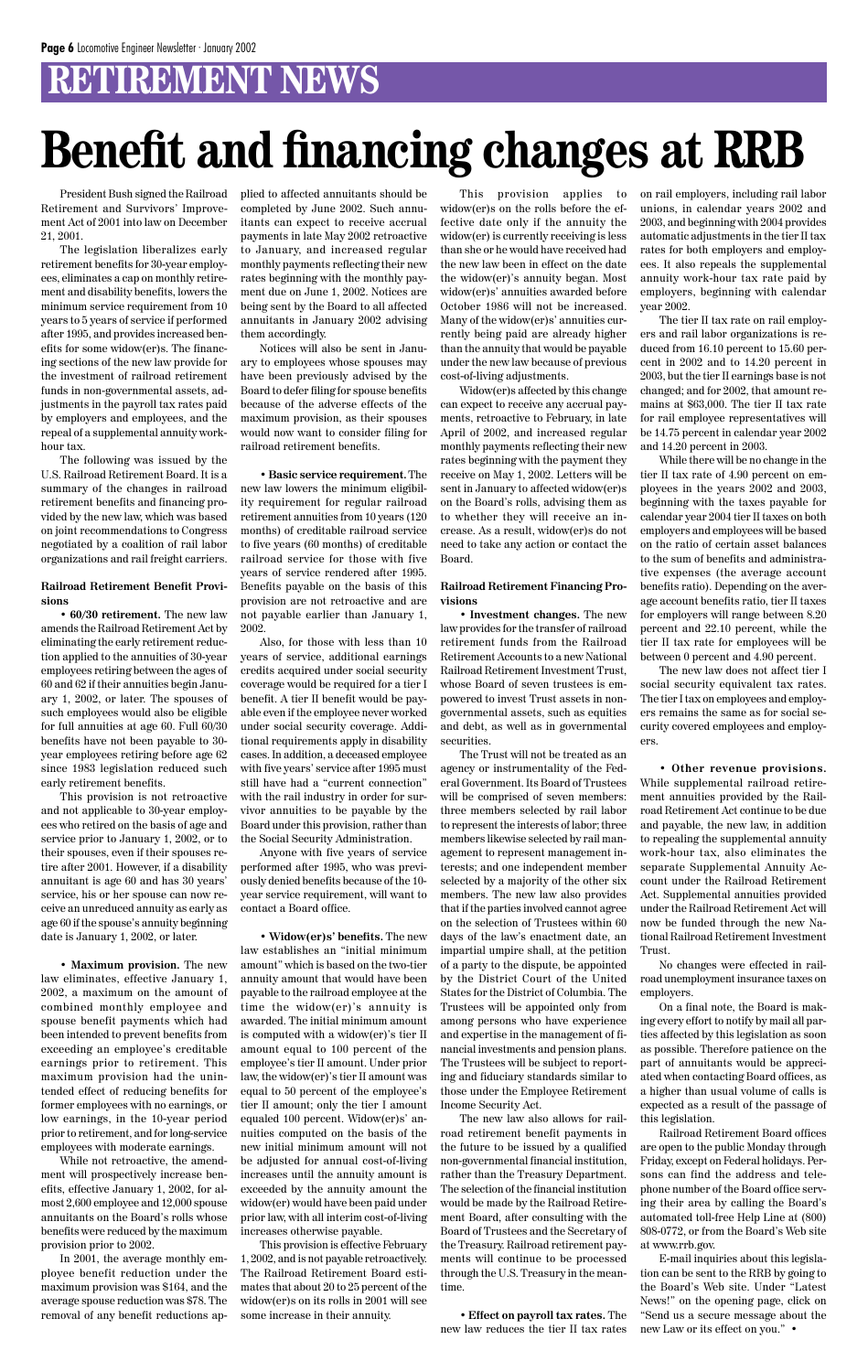# RETIREMENT NEWS

# Benefit and financing changes at RRB

President Bush signed the Railroad Retirement and Survivors' Improvement Act of 2001 into law on December 21, 2001.

The legislation liberalizes early retirement benefits for 30-year employees, eliminates a cap on monthly retirement and disability benefits, lowers the minimum service requirement from 10 years to 5 years of service if performed after 1995, and provides increased benefits for some widow(er)s. The financing sections of the new law provide for the investment of railroad retirement funds in non-governmental assets, adjustments in the payroll tax rates paid by employers and employees, and the repeal of a supplemental annuity work-hour tax.

The following was issued by the U.S. Railroad Retirement Board. It is a summary of the changes in railroad retirement benefits and financing provided by the new law, which was based on joint recommendations to Congress negotiated by a coalition of rail labor organizations and rail freight carriers.

### Railroad Retirement Benefit Provisions

**• 60/30 retirement.** The new law amends the Railroad Retirement Act by eliminating the early retirement reduction applied to the annuities of 30-year employees retiring between the ages of 60 and 62 if their annuities begin January 1, 2002, or later. The spouses of such employees would also be eligible for full annuities at age 60. Full 60/30 benefits have not been payable to 30-year employees retiring before age 62 since 1983 legislation reduced such early retirement benefits.

This provision is not retroactive and not applicable to 30-year employees who retired on the basis of age and service prior to January 1, 2002, or to their spouses, even if their spouses retire after 2001. However, if a disability annuitant is age 60 and has 30 years' service, his or her spouse can now receive an unreduced annuity as early as age 60 if the spouse's annuity beginning date is January 1, 2002, or later.

**• Maximum provision.** The new law eliminates, effective January 1, 2002, a maximum on the amount of combined monthly employee and spouse benefit payments which had been intended to prevent benefits from exceeding an employee's creditable earnings prior to retirement. This maximum provision had the unintended effect of reducing benefits for former employees with no earnings, or low earnings, in the 10-year period prior to retirement, and for long-service employees with moderate earnings.

While not retroactive, the amendment will prospectively increase benefits, effective January 1, 2002, for almost 2,600 employee and 12,000 spouse annuitants on the Board's rolls whose benefits were reduced by the maximum provision prior to 2002.

In 2001, the average monthly employee benefit reduction under the maximum provision was $164, and the average spouse reduction was $78. The removal of any benefit reductions applied to affected annuitants should be completed by June 2002. Such annuitants can expect to receive accrual payments in late May 2002 retroactive to January, and increased regular monthly payments reflecting their new rates beginning with the monthly payment due on June 1, 2002. Notices are being sent by the Board to all affected annuitants in January 2002 advising them accordingly.

Notices will also be sent in January to employees whose spouses may have been previously advised by the Board to defer filing for spouse benefits because of the adverse effects of the maximum provision, as their spouses would now want to consider filing for railroad retirement benefits.

**• Basic service requirement.** The new law lowers the minimum eligibility requirement for regular railroad retirement annuities from 10 years (120 months) of creditable railroad service to five years (60 months) of creditable railroad service for those with five years of service rendered after 1995. Benefits payable on the basis of this provision are not retroactive and are not payable earlier than January 1, 2002.

Also, for those with less than 10 years of service, additional earnings credits acquired under social security coverage would be required for a tier I benefit. A tier II benefit would be payable even if the employee never worked under social security coverage. Additional requirements apply in disability cases. In addition, a deceased employee with five years' service after 1995 must still have had a "current connection" with the rail industry in order for survivor annuities to be payable by the Board under this provision, rather than the Social Security Administration.

Anyone with five years of service performed after 1995, who was previously denied benefits because of the 10-year service requirement, will want to contact a Board office.

**• Widow(er)s' benefits.** The new law establishes an "initial minimum amount" which is based on the two-tier annuity amount that would have been payable to the railroad employee at the time the widow(er)'s annuity is awarded. The initial minimum amount is computed with a widow(er)'s tier II amount equal to 100 percent of the employee's tier II amount. Under prior law, the widow(er)'s tier II amount was equal to 50 percent of the employee's tier II amount; only the tier I amount equaled 100 percent. Widow(er)s' annuities computed on the basis of the new initial minimum amount will not be adjusted for annual cost-of-living increases until the annuity amount is exceeded by the annuity amount the widow(er) would have been paid under prior law, with all interim cost-of-living increases otherwise payable.

This provision is effective February 1, 2002, and is not payable retroactively. The Railroad Retirement Board estimates that about 20 to 25 percent of the widow(er)s on its rolls in 2001 will see some increase in their annuity.

This provision applies to widow(er)s on the rolls before the effective date only if the annuity the widow(er) is currently receiving is less than she or he would have received had the new law been in effect on the date the widow(er)'s annuity began. Most widow(er)s' annuities awarded before October 1986 will not be increased. Many of the widow(er)s' annuities currently being paid are already higher than the annuity that would be payable under the new law because of previous cost-of-living adjustments.

Widow(er)s affected by this change can expect to receive any accrual payments, retroactive to February, in late April of 2002, and increased regular monthly payments reflecting their new rates beginning with the payment they receive on May 1, 2002. Letters will be sent in January to affected widow(er)s on the Board's rolls, advising them as to whether they will receive an increase. As a result, widow(er)s do not need to take any action or contact the Board.

### Railroad Retirement Financing Provisions

**• Investment changes.** The new law provides for the transfer of railroad retirement funds from the Railroad Retirement Accounts to a new National Railroad Retirement Investment Trust, whose Board of seven trustees is empowered to invest Trust assets in non-governmental assets, such as equities and debt, as well as in governmental securities.

The Trust will not be treated as an agency or instrumentality of the Federal Government. Its Board of Trustees will be comprised of seven members: three members selected by rail labor to represent the interests of labor; three members likewise selected by rail management to represent management interests; and one independent member selected by a majority of the other six members. The new law also provides that if the parties involved cannot agree on the selection of Trustees within 60 days of the law's enactment date, an impartial umpire shall, at the petition of a party to the dispute, be appointed by the District Court of the United States for the District of Columbia. The Trustees will be appointed only from among persons who have experience and expertise in the management of financial investments and pension plans. The Trustees will be subject to reporting and fiduciary standards similar to those under the Employee Retirement Income Security Act.

The new law also allows for railroad retirement benefit payments in the future to be issued by a qualified non-governmental financial institution, rather than the Treasury Department. The selection of the financial institution would be made by the Railroad Retirement Board, after consulting with the Board of Trustees and the Secretary of the Treasury. Railroad retirement payments will continue to be processed through the U.S. Treasury in the meantime.

**• Effect on payroll tax rates.** The new law reduces the tier II tax rates on rail employers, including rail labor unions, in calendar years 2002 and 2003, and beginning with 2004 provides automatic adjustments in the tier II tax rates for both employers and employees. It also repeals the supplemental annuity work-hour tax rate paid by employers, beginning with calendar year 2002.

The tier II tax rate on rail employers and rail labor organizations is reduced from 16.10 percent to 15.60 percent in 2002 and to 14.20 percent in 2003, but the tier II earnings base is not changed; and for 2002, that amount remains at $63,000. The tier II tax rate for rail employee representatives will be 14.75 percent in calendar year 2002 and 14.20 percent in 2003.

While there will be no change in the tier II tax rate of 4.90 percent on employees in the years 2002 and 2003, beginning with the taxes payable for calendar year 2004 tier II taxes on both employers and employees will be based on the ratio of certain asset balances to the sum of benefits and administrative expenses (the average account benefits ratio). Depending on the average account benefits ratio, tier II taxes for employers will range between 8.20 percent and 22.10 percent, while the tier II tax rate for employees will be between 0 percent and 4.90 percent.

The new law does not affect tier I social security equivalent tax rates. The tier I tax on employees and employers remains the same as for social security covered employees and employers.

**• Other revenue provisions.** While supplemental railroad retirement annuities provided by the Railroad Retirement Act continue to be due and payable, the new law, in addition to repealing the supplemental annuity work-hour tax, also eliminates the separate Supplemental Annuity Account under the Railroad Retirement Act. Supplemental annuities provided under the Railroad Retirement Act will now be funded through the new National Railroad Retirement Investment Trust.

No changes were effected in railroad unemployment insurance taxes on employers.

On a final note, the Board is making every effort to notify by mail all parties affected by this legislation as soon as possible. Therefore patience on the part of annuitants would be appreciated when contacting Board offices, as a higher than usual volume of calls is expected as a result of the passage of this legislation.

Railroad Retirement Board offices are open to the public Monday through Friday, except on Federal holidays. Persons can find the address and telephone number of the Board office serving their area by calling the Board's automated toll-free Help Line at (800) 808-0772, or from the Board's Web site at www.rrb.gov.

E-mail inquiries about this legislation can be sent to the RRB by going to the Board's Web site. Under "Latest News!" on the opening page, click on "Send us a secure message about the new Law or its effect on you." •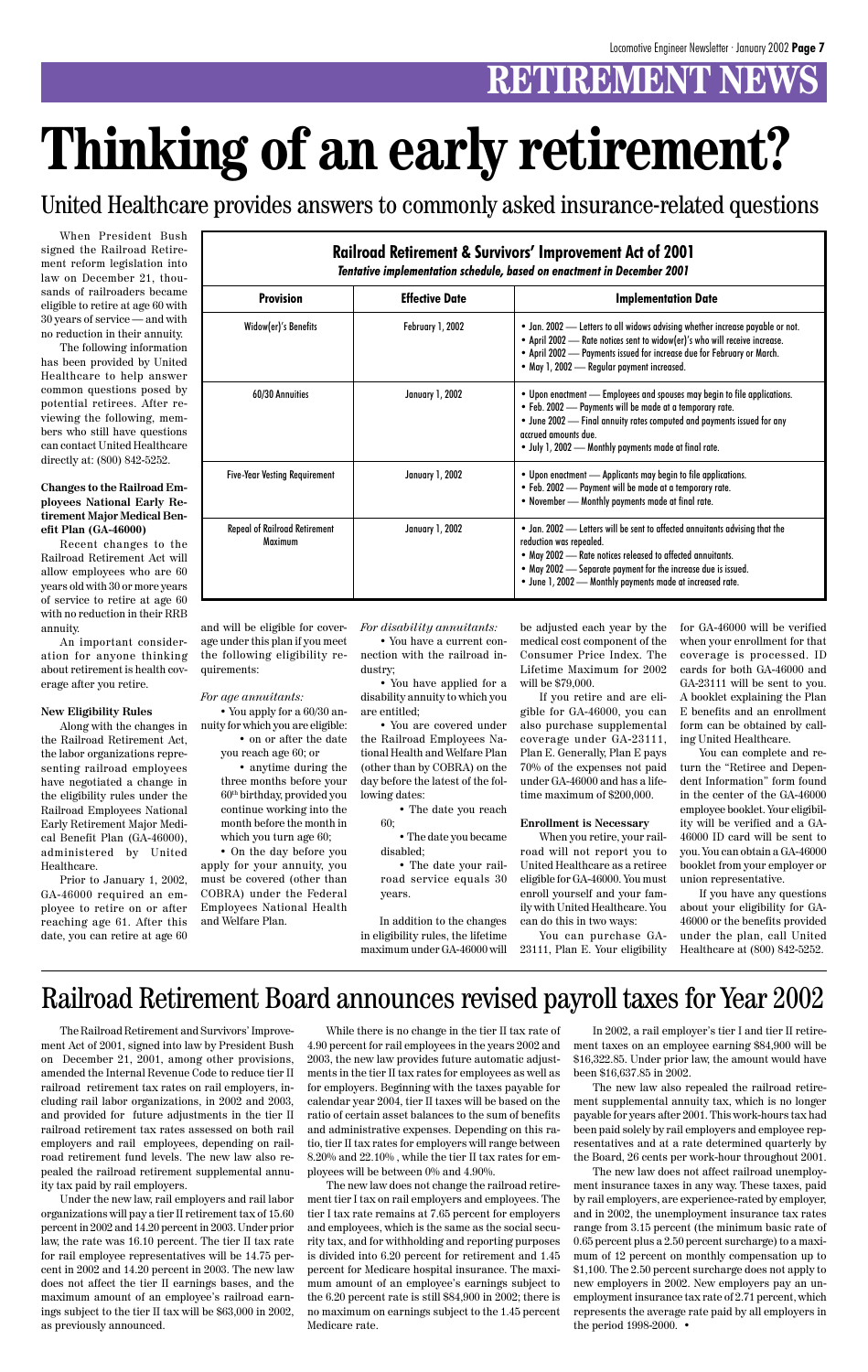# RETIREMENT NEWS

# Thinking of an early retirement?

## United Healthcare provides answers to commonly asked insurance-related questions

When President Bush signed the Railroad Retirement reform legislation into law on December 21, thousands of railroaders became eligible to retire at age 60 with 30 years of service — and with no reduction in their annuity.

The following information has been provided by United Healthcare to help answer common questions posed by potential retirees. After reviewing the following, members who still have questions can contact United Healthcare directly at: (800) 842-5252.

**Changes to the Railroad Employees National Early Retirement Major Medical Benefit Plan (GA-46000)**

Recent changes to the Railroad Retirement Act will allow employees who are 60 years old with 30 or more years of service to retire at age 60 with no reduction in their RRB annuity.

An important consideration for anyone thinking about retirement is health coverage after you retire.

**New Eligibility Rules**

Along with the changes in the Railroad Retirement Act, the labor organizations representing railroad employees have negotiated a change in the eligibility rules under the Railroad Employees National Early Retirement Major Medical Benefit Plan (GA-46000), administered by United Healthcare.

Prior to January 1, 2002, GA-46000 required an employee to retire on or after reaching age 61. After this date, you can retire at age 60 and will be eligible for coverage under this plan if you meet the following eligibility requirements:

*For age annuitants:*

- You apply for a 60/30 annuity for which you are eligible:
  - on or after the date you reach age 60; or
  - anytime during the three months before your 60th birthday, provided you continue working into the month before the month in which you turn age 60;
- On the day before you apply for your annuity, you must be covered (other than COBRA) under the Federal Employees National Health and Welfare Plan.

*For disability annuitants:*

- You have a current connection with the railroad industry;
- You have applied for a disability annuity to which you are entitled;
- You are covered under the Railroad Employees National Health and Welfare Plan (other than by COBRA) on the day before the latest of the following dates:
  - The date you reach 60;
  - The date you became disabled;
  - The date your railroad service equals 30 years.

In addition to the changes in eligibility rules, the lifetime maximum under GA-46000 will be adjusted each year by the medical cost component of the Consumer Price Index. The Lifetime Maximum for 2002 will be $79,000.

If you retire and are eligible for GA-46000, you can also purchase supplemental coverage under GA-23111, Plan E. Generally, Plan E pays 70% of the expenses not paid under GA-46000 and has a lifetime maximum of $200,000.

**Enrollment is Necessary**

When you retire, your railroad will not report you to United Healthcare as a retiree eligible for GA-46000. You must enroll yourself and your family with United Healthcare. You can do this in two ways:

You can purchase GA-23111, Plan E. Your eligibility for GA-46000 will be verified when your enrollment for that coverage is processed. ID cards for both GA-46000 and GA-23111 will be sent to you. A booklet explaining the Plan E benefits and an enrollment form can be obtained by calling United Healthcare.

You can complete and return the "Retiree and Dependent Information" form found in the center of the GA-46000 employee booklet. Your eligibility will be verified and a GA-46000 ID card will be sent to you. You can obtain a GA-46000 booklet from your employer or union representative.

If you have any questions about your eligibility for GA-46000 or the benefits provided under the plan, call United Healthcare at (800) 842-5252.

### Railroad Retirement & Survivors' Improvement Act of 2001

*Tentative implementation schedule, based on enactment in December 2001*

| Provision | Effective Date | Implementation Date |
|---|---|---|
| Widow(er)'s Benefits | February 1, 2002 | • Jan. 2002 — Letters to all widows advising whether increase payable or not.<br>• April 2002 — Rate notices sent to widow(er)'s who will receive increase.<br>• April 2002 — Payments issued for increase due for February or March.<br>• May 1, 2002 — Regular payment increased. |
| 60/30 Annuities | January 1, 2002 | • Upon enactment — Employees and spouses may begin to file applications.<br>• Feb. 2002 — Payments will be made at a temporary rate.<br>• June 2002 — Final annuity rates computed and payments issued for any accrued amounts due.<br>• July 1, 2002 — Monthly payments made at final rate. |
| Five-Year Vesting Requirement | January 1, 2002 | • Upon enactment — Applicants may begin to file applications.<br>• Feb. 2002 — Payment will be made at a temporary rate.<br>• November — Monthly payments made at final rate. |
| Repeal of Railroad Retirement Maximum | January 1, 2002 | • Jan. 2002 — Letters will be sent to affected annuitants advising that the reduction was repealed.<br>• May 2002 — Rate notices released to affected annuitants.<br>• May 2002 — Separate payment for the increase due is issued.<br>• June 1, 2002 — Monthly payments made at increased rate. |

# Railroad Retirement Board announces revised payroll taxes for Year 2002

The Railroad Retirement and Survivors' Improvement Act of 2001, signed into law by President Bush on December 21, 2001, among other provisions, amended the Internal Revenue Code to reduce tier II railroad retirement tax rates on rail employers, including rail labor organizations, in 2002 and 2003, and provided for future adjustments in the tier II railroad retirement tax rates assessed on both rail employers and rail employees, depending on railroad retirement fund levels. The new law also repealed the railroad retirement supplemental annuity tax paid by rail employers.

Under the new law, rail employers and rail labor organizations will pay a tier II retirement tax of 15.60 percent in 2002 and 14.20 percent in 2003. Under prior law, the rate was 16.10 percent. The tier II tax rate for rail employee representatives will be 14.75 percent in 2002 and 14.20 percent in 2003. The new law does not affect the tier II earnings bases, and the maximum amount of an employee's railroad earnings subject to the tier II tax will be $63,000 in 2002, as previously announced.

While there is no change in the tier II tax rate of 4.90 percent for rail employees in the years 2002 and 2003, the new law provides future automatic adjustments in the tier II tax rates for employees as well as for employers. Beginning with the taxes payable for calendar year 2004, tier II taxes will be based on the ratio of certain asset balances to the sum of benefits and administrative expenses. Depending on this ratio, tier II tax rates for employers will range between 8.20% and 22.10% , while the tier II tax rates for employees will be between 0% and 4.90%.

The new law does not change the railroad retirement tier I tax on rail employers and employees. The tier I tax rate remains at 7.65 percent for employers and employees, which is the same as the social security tax, and for withholding and reporting purposes is divided into 6.20 percent for retirement and 1.45 percent for Medicare hospital insurance. The maximum amount of an employee's earnings subject to the 6.20 percent rate is still $84,900 in 2002; there is no maximum on earnings subject to the 1.45 percent Medicare rate.

In 2002, a rail employer's tier I and tier II retirement taxes on an employee earning $84,900 will be $16,322.85. Under prior law, the amount would have been $16,637.85 in 2002.

The new law also repealed the railroad retirement supplemental annuity tax, which is no longer payable for years after 2001. This work-hours tax had been paid solely by rail employers and employee representatives and at a rate determined quarterly by the Board, 26 cents per work-hour throughout 2001.

The new law does not affect railroad unemployment insurance taxes in any way. These taxes, paid by rail employers, are experience-rated by employer, and in 2002, the unemployment insurance tax rates range from 3.15 percent (the minimum basic rate of 0.65 percent plus a 2.50 percent surcharge) to a maximum of 12 percent on monthly compensation up to $1,100. The 2.50 percent surcharge does not apply to new employers in 2002. New employers pay an unemployment insurance tax rate of 2.71 percent, which represents the average rate paid by all employers in the period 1998-2000. •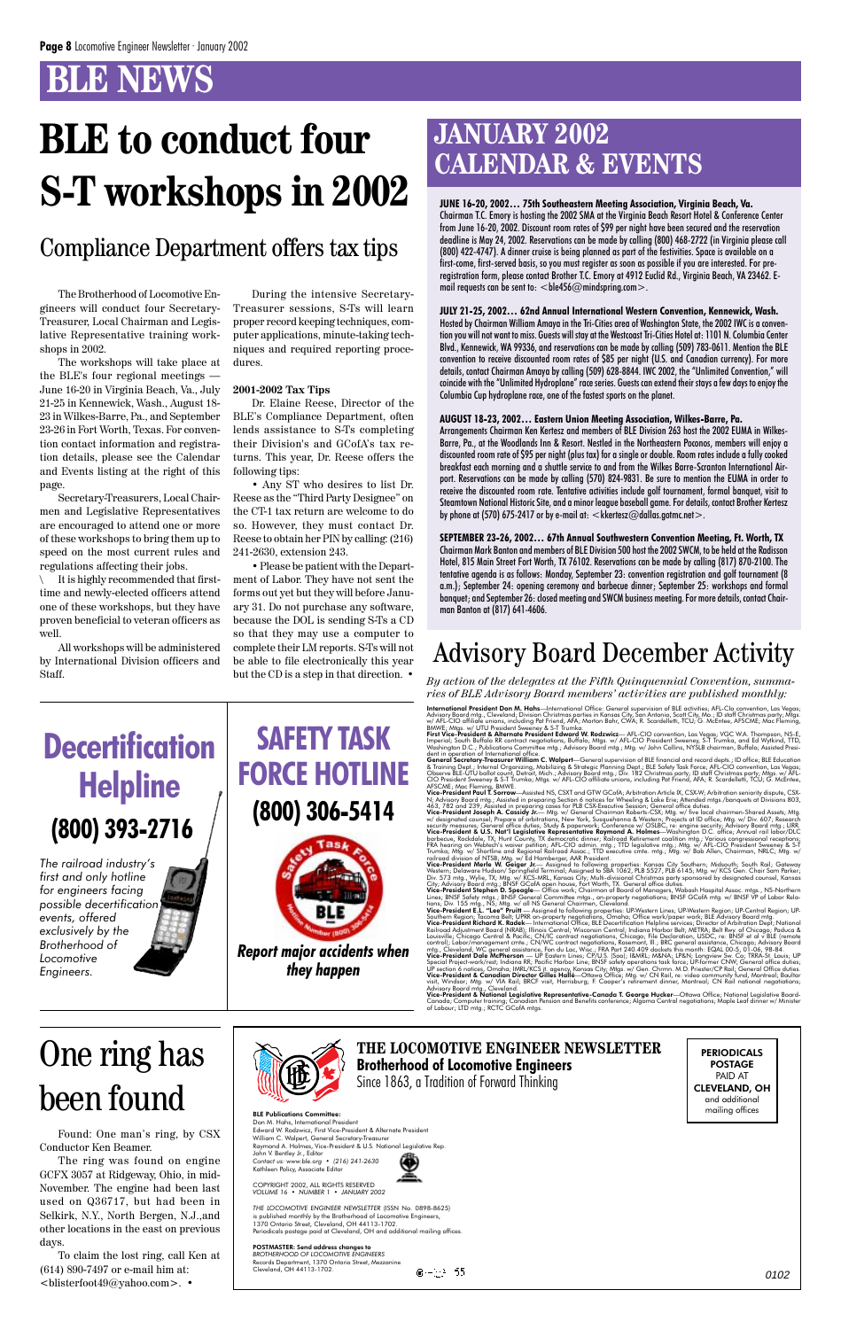# BLE NEWS

# BLE to conduct four S-T workshops in 2002

## Compliance Department offers tax tips

The Brotherhood of Locomotive Engineers will conduct four Secretary-Treasurer, Local Chairman and Legislative Representative training workshops in 2002.

The workshops will take place at the BLE's four regional meetings — June 16-20 in Virginia Beach, Va., July 21-25 in Kennewick, Wash., August 18-23 in Wilkes-Barre, Pa., and September 23-26 in Fort Worth, Texas. For convention contact information and registration details, please see the Calendar and Events listing at the right of this page.

Secretary-Treasurers, Local Chairmen and Legislative Representatives are encouraged to attend one or more of these workshops to bring them up to speed on the most current rules and regulations affecting their jobs.

\ It is highly recommended that first-time and newly-elected officers attend one of these workshops, but they have proven beneficial to veteran officers as well.

All workshops will be administered by International Division officers and Staff.

During the intensive Secretary-Treasurer sessions, S-Ts will learn proper record keeping techniques, computer applications, minute-taking techniques and required reporting procedures.

**2001-2002 Tax Tips**

Dr. Elaine Reese, Director of the BLE's Compliance Department, often lends assistance to S-Ts completing their Division's and GCofA's tax returns. This year, Dr. Reese offers the following tips:

• Any ST who desires to list Dr. Reese as the "Third Party Designee" on the CT-1 tax return are welcome to do so. However, they must contact Dr. Reese to obtain her PIN by calling: (216) 241-2630, extension 243.

• Please be patient with the Department of Labor. They have not sent the forms out yet but they will before January 31. Do not purchase any software, because the DOL is sending S-Ts a CD so that they may use a computer to complete their LM reports. S-Ts will not be able to file electronically this year but the CD is a step in that direction. •

# JANUARY 2002 CALENDAR & EVENTS

**JUNE 16-20, 2002… 75th Southeastern Meeting Association, Virginia Beach, Va.**
Chairman T.C. Emory is hosting the 2002 SMA at the Virginia Beach Resort Hotel & Conference Center from June 16-20, 2002. Discount room rates of $99 per night have been secured and the reservation deadline is May 24, 2002. Reservations can be made by calling (800) 468-2722 (in Virginia please call (800) 422-4747). A dinner cruise is being planned as part of the festivities. Space is available on a first-come, first-served basis, so you must register as soon as possible if you are interested. For pre-registration form, please contact Brother T.C. Emory at 4912 Euclid Rd., Virginia Beach, VA 23462. E-mail requests can be sent to: <ble456@mindspring.com>.

**JULY 21-25, 2002… 62nd Annual International Western Convention, Kennewick, Wash.**
Hosted by Chairman William Amaya in the Tri-Cities area of Washington State, the 2002 IWC is a convention you will not want to miss. Guests will stay at the Westcoast Tri-Cities Hotel at: 1101 N. Columbia Center Blvd., Kennewick, WA 99336, and reservations can be made by calling (509) 783-0611. Mention the BLE convention to receive discounted room rates of $85 per night (U.S. and Canadian currency). For more details, contact Chairman Amaya by calling (509) 628-8844. IWC 2002, the "Unlimited Convention," will coincide with the "Unlimited Hydroplane" race series. Guests can extend their stays a few days to enjoy the Columbia Cup hydroplane race, one of the fastest sports on the planet.

**AUGUST 18-23, 2002… Eastern Union Meeting Association, Wilkes-Barre, Pa.**
Arrangements Chairman Ken Kertesz and members of BLE Division 263 host the 2002 EUMA in Wilkes-Barre, Pa., at the Woodlands Inn & Resort. Nestled in the Northeastern Poconos, members will enjoy a discounted room rate of $95 per night (plus tax) for a single or double. Room rates include a fully cooked breakfast each morning and a shuttle service to and from the Wilkes Barre-Scranton International Airport. Reservations can be made by calling (570) 824-9831. Be sure to mention the EUMA in order to receive the discounted room rate. Tentative activities include golf tournament, formal banquet, visit to Steamtown National Historic Site, and a minor league baseball game. For details, contact Brother Kertesz by phone at (570) 675-2417 or by e-mail at: <kkertesz@dallas.gotmc.net>.

**SEPTEMBER 23-26, 2002… 67th Annual Southwestern Convention Meeting, Ft. Worth, TX**
Chairman Mark Banton and members of BLE Division 500 host the 2002 SWCM, to be held at the Radisson Hotel, 815 Main Street Fort Worth, TX 76102. Reservations can be made by calling (817) 870-2100. The tentative agenda is as follows: Monday, September 23: convention registration and golf tournament (8 a.m.); September 24: opening ceremony and barbecue dinner; September 25: workshops and formal banquet; and September 26: closed meeting and SWCM business meeting. For more details, contact Chairman Banton at (817) 641-4606.

# Advisory Board December Activity

*By action of the delegates at the Fifth Quinquennial Convention, summaries of BLE Advisory Board members' activities are published monthly:*

**International President Don M. Hahs**—International Office: General supervision of BLE activities; AFL-CIo convention, Las Vegas; Advisory Board mtg., Cleveland; Division Christmas parties in Kansas City, San Antonio, Scott City, Mo.; ID staff Christmas party; Mtgs. w/ AFL-CIO affiliate unions, including Pat Friend, AFA, Morton Bahr, CWA; R. Scardelletti, TCU; G. McEntee, AFSCME; Mac Fleming, BMWE; Mtgs. w/ UTU President Sweeney & S-T Trumka.

**First Vice-President & Alternate President Edward W. Rodzwicz**— AFL-CIO convention, Las Vegas; VGC WA: Thompson, NS-E, Imperial; South Buffalo RR contract negotiations, Buffalo; Mtgs. w/ AFL-CIO President Sweeney, S-T Trumka, and Ed Wytkind, TTD, Washington D.C.; Publications Committee mtg.; Advisory Board mtg.; Mtg. w/ John Collins, NYSLB chairman, Buffalo; Assisted President in operation of International office.

**General Secretary-Treasurer William C. Walpert**—General supervision of BLE financial and record depts.; ID office; BLE Education & Training Dept.; Internal Organizing, Mobilizing & Strategic Planning Dept.; BLE Safety Task Force; AFL-CIO convention, Las Vegas; Observe BLE-UTU ballot count, Detroit, Mich.; Advisory Board mtg.; Div. 182 Christmas party; ID staff Christmas party; Mtgs. w/ AFL-CIO President Sweeney & S-T Trumka; Mtgs. w/ AFL-CIO affiliate unions, including Pat Friend, AFA; R. Scardelletti, TCU; G. McEntee, AFSCME; Mac Fleming, BMWE.

**Vice-President Paul T. Sorrow**—Assisted NS, CSXT and GTW GCofA; Arbitration article IX, CSX-W; Arbitration seniority dispute, CSX-N; Advisory Board mtg.; Assisted in preparing Section 6 notices for Wheeling & Lake Erie; Attended mtgs./banquets at Divisions 803, 463, 782 and 239; Assisted in preparing cases for PLB CSX-Executive Session; General office duties.

**Vice-President Joseph A. Cassidy Jr.**— Mtg. w/ General Chairman Roberts-CSX; Mtg. w/ five local chairmen-Shared Assets; Mtg. w/ designated counsel; Prepare of arbitrations, New York, Susquehanna & Western; Projects at ID office; Mtg. w/ Div. 607; Research security measures; General office duties; Study & paperwork; Conference w/ OSLBC, re: engine security; Advisory Board mtg.; LIRR.

**Vice-President & U.S. Nat'l Legislative Representative Raymond A. Holmes**—Washington D.C. office; Annual rail labor/DLC barbecue, Rockdale, TX; Hunt County, TX democratic dinner; Railroad Retirement coalition mtg.; Various congressional receptions; FRA hearing on Webtech's waiver petition; AFL-CIO admin. mtg.; TTD legislative mtg.; Mtg. w/ AFL-CIO President Sweeney & S-T Trumka; Mtg. w/ Shortline and Regional Railroad Assoc.; TTD executive cmte. mtg.; Mtg. w/ Bob Allen, Chairman, NRLC; Mtg. w/ railroad division of NTSB; Mtg. w/ Ed Hamberger, AAR President.

**Vice-President Merle W. Geiger Jr.**— Assigned to following properties: Kansas City Southern; Midsouth; South Rail; Gateway Western; Delaware Hudson/ Springfield Terminal; Assigned to SBA 1062, PLB 5527, PLB 6145; Mtg. w/ KCS Gen. Chair Sam Parker; Div. 573 mtg., Wylie, TX; Mtg. w/ KCS-MRL, Kansas City; Multi-divisional Christmas party sponsored by designated counsel, Kansas City; Advisory Board mtg.; BNSF GCofA open house, Fort Worth, TX. General office duties.

**Vice-President Stephen D. Speagle**— Office work; Chairman of Board of Managers, Wabash Hospital Assoc. mtgs.; NS-Northern Lines; BNSF Safety mtgs.; BNSF General Committee mtgs.; on-property negotiations; BNSF GCofA mtg. w/ BNSF VP of Labor Relations; Div. 155 mtg.; NS; Mtg. w/ all NS General Chairmen, Cleveland.

**Vice-President E.L. "Lee" Pruitt**— Assigned to following properties: UP-Western Lines; UP-Western Region; UP-Central Region; UP-Southern Region; Tacoma Belt; UPRR on-property negotiations, Omaha; Office work/paper work; BLE Advisory Board mtg.

**Vice-President Richard K. Radek**— International Office; BLE Decertification Helpline services; Director of Arbitration Dept; National Railroad Adjustment Board (NRAB); Illinois Central; Wisconsin Central; Indiana Harbor Belt; METRA; Belt Rwy. of Chicago; Paduca & Louisville; Chicago Central & Pacific; CN/IC contract negotiations, Chicago; File Declaration, USDC, re: BNSF et al v BLE (remote control); Labor/management cmte.; CN/WC contract negotiations, Rosemont, Ill.; BRC general assistance, Chicago; Advisory Board mtg., Cleveland; WC general assistance, Fon du Lac, Wisc.; FRA Part 240.409 dockets this month: EQAL 00-5, 01-06, 98-84.

**Vice-President Dale McPherson** — UP Eastern Lines; CP/U.S. (Soo); I&MRL; M&NA; LP&N; Longview Sw. Co; TRRA-St. Louis; UP Special Project-work/rest; Indiana RR; Pacific Harbor Line; BNSF safety operations task force; UP-former CNW, General office duties; UP section 6 notices, Omaha; IMRL/KCS (I. agency, Kansas City; Mtgs. w/ Gen. Chrmn. M.D. Priester/CP Rail; General Office duties. Advisory Board mtg., Cleveland.

**Vice-President & Canadian Director Gilles Hallé**—Ottawa Office; Mtg. w/ CN Rail, re: video community fund, Montreal; Boulter visit, Windsor; Mtg. w/ VIA Rail; BRCF visit, Harrisburg; F. Cooper's retirement dinner, Montreal; CN Rail national negotiations; Advisory Board mtg., Cleveland.

**Vice-President & National Legislative Representative-Canada T. George Hucker**—Ottawa Office; National Legislative Board-Canada; Computer training; Canadian Pension and Benefits conference; Algoma Central negotiations; Maple Leaf dinner w/ Minister of Labour; LTD mtg.; RCTC GCofA mtgs.

# Decertification Helpline

## (800) 393-2716

*The railroad industry's first and only hotline for engineers facing possible decertification events, offered exclusively by the Brotherhood of Locomotive Engineers.*

# SAFETY TASK FORCE HOTLINE

## (800) 306-5414

***Report major accidents when they happen***

# One ring has been found

Found: One man's ring, by CSX Conductor Ken Beamer.

The ring was found on engine GCFX 3057 at Ridgeway, Ohio, in mid-November. The engine had been last used on Q36717, but had been in Selkirk, N.Y., North Bergen, N.J.,and other locations in the east on previous days.

To claim the lost ring, call Ken at (614) 890-7497 or e-mail him at: <blisterfoot49@yahoo.com>. •

**THE LOCOMOTIVE ENGINEER NEWSLETTER**
**Brotherhood of Locomotive Engineers**
Since 1863, a Tradition of Forward Thinking

**BLE Publications Committee:**
Don M. Hahs, International President
Edward W. Rodzwicz, First Vice-President & Alternate President
William C. Walpert, General Secretary-Treasurer
Raymond A. Holmes, Vice-President & U.S. National Legislative Rep.
John V. Bentley Jr., Editor
*Contact us: www.ble.org • (216) 241-2630*
Kathleen Policy, Associate Editor

COPYRIGHT 2002, ALL RIGHTS RESERVED
*VOLUME 16 • NUMBER 1 • JANUARY 2002*

*THE LOCOMOTIVE ENGINEER NEWSLETTER* (ISSN No. 0898-8625) is published monthly by the Brotherhood of Locomotive Engineers, 1370 Ontario Street, Cleveland, OH 44113-1702. Periodicals postage paid at Cleveland, OH and additional mailing offices.

**POSTMASTER: Send address changes to**
*BROTHERHOOD OF LOCOMOTIVE ENGINEERS*
Records Department, 1370 Ontario Street, Mezzanine
Cleveland, OH 44113-1702.

**PERIODICALS POSTAGE** PAID AT **CLEVELAND, OH** and additional mailing offices

0102